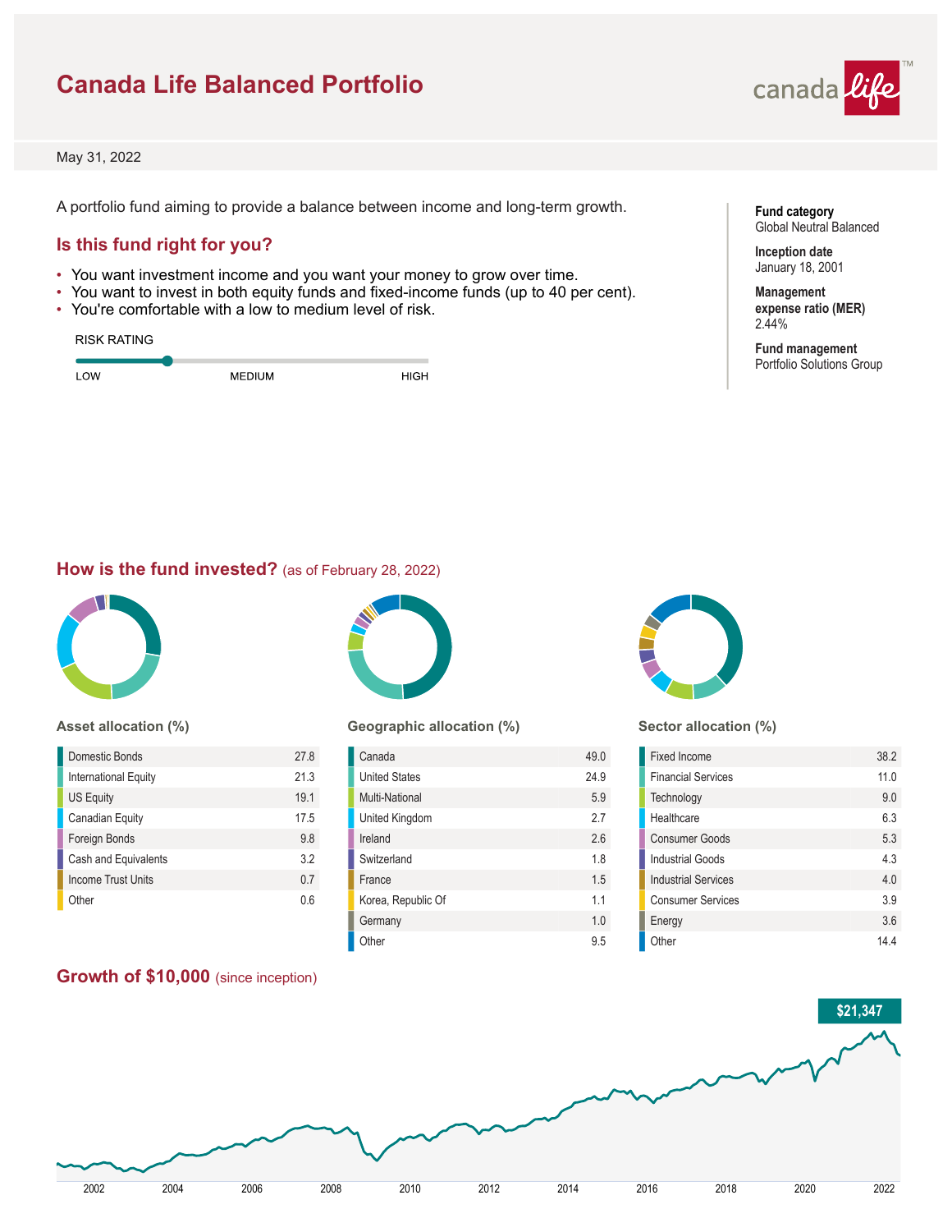# Canada Life Balanced Portfolio

May 31, 2022

A portfolio fund aiming to provide a balance between income and long-term growth.

**Fund category**
Global Neutral Balanced

**Inception date**
January 18, 2001

**Management expense ratio (MER)**
2.44%

**Fund management**
Portfolio Solutions Group

## Is this fund right for you?

- You want investment income and you want your money to grow over time.
- You want to invest in both equity funds and fixed-income funds (up to 40 per cent).
- You're comfortable with a low to medium level of risk.

RISK RATING

LOW — MEDIUM — HIGH

## How is the fund invested? (as of February 28, 2022)

### Asset allocation (%)

| Asset | % |
|---|---|
| Domestic Bonds | 27.8 |
| International Equity | 21.3 |
| US Equity | 19.1 |
| Canadian Equity | 17.5 |
| Foreign Bonds | 9.8 |
| Cash and Equivalents | 3.2 |
| Income Trust Units | 0.7 |
| Other | 0.6 |

### Geographic allocation (%)

| Region | % |
|---|---|
| Canada | 49.0 |
| United States | 24.9 |
| Multi-National | 5.9 |
| United Kingdom | 2.7 |
| Ireland | 2.6 |
| Switzerland | 1.8 |
| France | 1.5 |
| Korea, Republic Of | 1.1 |
| Germany | 1.0 |
| Other | 9.5 |

### Sector allocation (%)

| Sector | % |
|---|---|
| Fixed Income | 38.2 |
| Financial Services | 11.0 |
| Technology | 9.0 |
| Healthcare | 6.3 |
| Consumer Goods | 5.3 |
| Industrial Goods | 4.3 |
| Industrial Services | 4.0 |
| Consumer Services | 3.9 |
| Energy | 3.6 |
| Other | 14.4 |

## Growth of $10,000 (since inception)

$21,347

2002 2004 2006 2008 2010 2012 2014 2016 2018 2020 2022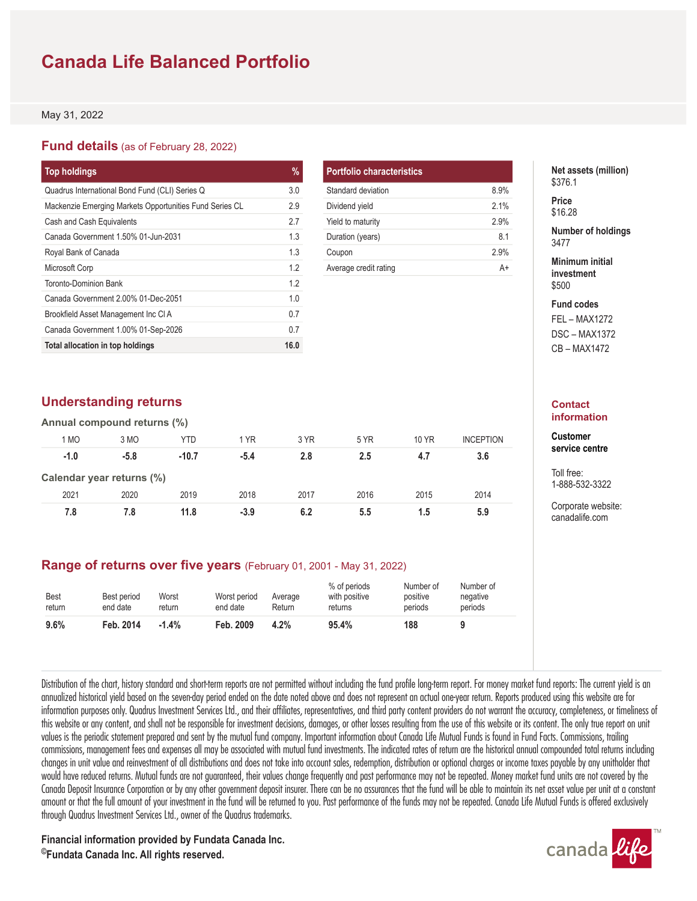# Canada Life Balanced Portfolio

May 31, 2022

## Fund details (as of February 28, 2022)

| Top holdings | % |
|---|---|
| Quadrus International Bond Fund (CLI) Series Q | 3.0 |
| Mackenzie Emerging Markets Opportunities Fund Series CL | 2.9 |
| Cash and Cash Equivalents | 2.7 |
| Canada Government 1.50% 01-Jun-2031 | 1.3 |
| Royal Bank of Canada | 1.3 |
| Microsoft Corp | 1.2 |
| Toronto-Dominion Bank | 1.2 |
| Canada Government 2.00% 01-Dec-2051 | 1.0 |
| Brookfield Asset Management Inc Cl A | 0.7 |
| Canada Government 1.00% 01-Sep-2026 | 0.7 |
| **Total allocation in top holdings** | **16.0** |

| Portfolio characteristics | |
|---|---|
| Standard deviation | 8.9% |
| Dividend yield | 2.1% |
| Yield to maturity | 2.9% |
| Duration (years) | 8.1 |
| Coupon | 2.9% |
| Average credit rating | A+ |

**Net assets (million)**
$376.1

**Price**
$16.28

**Number of holdings**
3477

**Minimum initial investment**
$500

**Fund codes**
FEL – MAX1272
DSC – MAX1372
CB – MAX1472

## Understanding returns

### Annual compound returns (%)

| 1 MO | 3 MO | YTD | 1 YR | 3 YR | 5 YR | 10 YR | INCEPTION |
|---|---|---|---|---|---|---|---|
| **-1.0** | **-5.8** | **-10.7** | **-5.4** | **2.8** | **2.5** | **4.7** | **3.6** |

### Calendar year returns (%)

| 2021 | 2020 | 2019 | 2018 | 2017 | 2016 | 2015 | 2014 |
|---|---|---|---|---|---|---|---|
| **7.8** | **7.8** | **11.8** | **-3.9** | **6.2** | **5.5** | **1.5** | **5.9** |

## Range of returns over five years (February 01, 2001 - May 31, 2022)

| Best return | Best period end date | Worst return | Worst period end date | Average Return | % of periods with positive returns | Number of positive periods | Number of negative periods |
|---|---|---|---|---|---|---|---|
| **9.6%** | **Feb. 2014** | **-1.4%** | **Feb. 2009** | **4.2%** | **95.4%** | **188** | **9** |

## Contact information

**Customer service centre**

Toll free:
1-888-532-3322

Corporate website:
canadalife.com

Distribution of the chart, history standard and short-term reports are not permitted without including the fund profile long-term report. For money market fund reports: The current yield is an annualized historical yield based on the seven-day period ended on the date noted above and does not represent an actual one-year return. Reports produced using this website are for information purposes only. Quadrus Investment Services Ltd., and their affiliates, representatives, and third party content providers do not warrant the accuracy, completeness, or timeliness of this website or any content, and shall not be responsible for investment decisions, damages, or other losses resulting from the use of this website or its content. The only true report on unit values is the periodic statement prepared and sent by the mutual fund company. Important information about Canada Life Mutual Funds is found in Fund Facts. Commissions, trailing commissions, management fees and expenses all may be associated with mutual fund investments. The indicated rates of return are the historical annual compounded total returns including changes in unit value and reinvestment of all distributions and does not take into account sales, redemption, distribution or optional charges or income taxes payable by any unitholder that would have reduced returns. Mutual funds are not guaranteed, their values change frequently and past performance may not be repeated. Money market fund units are not covered by the Canada Deposit Insurance Corporation or by any other government deposit insurer. There can be no assurances that the fund will be able to maintain its net asset value per unit at a constant amount or that the full amount of your investment in the fund will be returned to you. Past performance of the funds may not be repeated. Canada Life Mutual Funds is offered exclusively through Quadrus Investment Services Ltd., owner of the Quadrus trademarks.

**Financial information provided by Fundata Canada Inc.**
**©Fundata Canada Inc. All rights reserved.**

canada life™